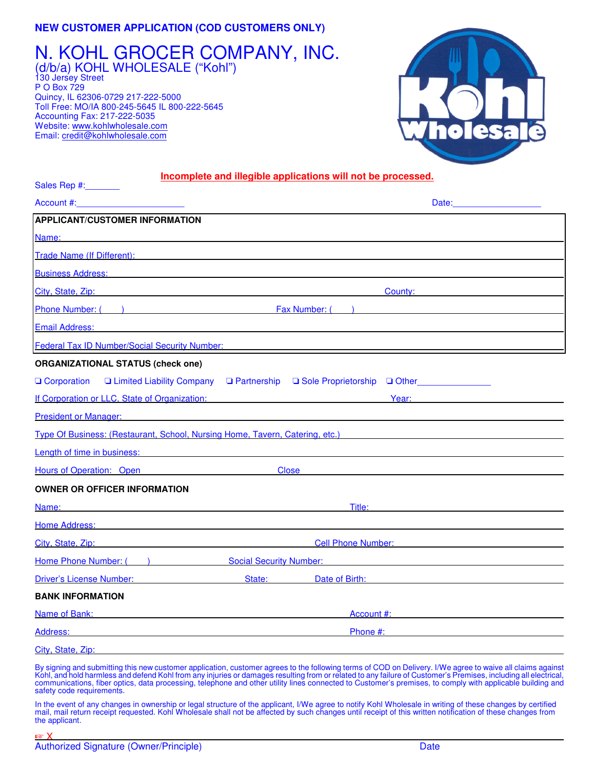**NEW CUSTOMER APPLICATION (COD CUSTOMERS ONLY)**

# N. KOHL GROCER COMPANY, INC.

(d/b/a) KOHL WHOLESALE ("Kohl")
130 Jersey Street
P O Box 729
Quincy, IL 62306-0729 217-222-5000
Toll Free: MO/IA 800-245-5645 IL 800-222-5645
Accounting Fax: 217-222-5035
Website: www.kohlwholesale.com
Email: credit@kohlwholesale.com

**Incomplete and illegible applications will not be processed.**

Sales Rep #:_______

Account #:______________________ Date:_________________

**APPLICANT/CUSTOMER INFORMATION**

Name:

Trade Name (If Different):

Business Address:

City, State, Zip: County:

Phone Number: ( ) Fax Number: ( )

Email Address:

Federal Tax ID Number/Social Security Number:

**ORGANIZATIONAL STATUS (check one)**

❏ Corporation ❏ Limited Liability Company ❏ Partnership ❏ Sole Proprietorship ❏ Other______________

If Corporation or LLC, State of Organization: Year:

President or Manager:

Type Of Business: (Restaurant, School, Nursing Home, Tavern, Catering, etc.)

Length of time in business:

Hours of Operation: Open Close

**OWNER OR OFFICER INFORMATION**

Name: Title:

Home Address:

City, State, Zip: Cell Phone Number:

Home Phone Number: ( ) Social Security Number:

Driver's License Number: State: Date of Birth:

**BANK INFORMATION**

Name of Bank: Account #:

Address: Phone #:

City, State, Zip:

By signing and submitting this new customer application, customer agrees to the following terms of COD on Delivery. I/We agree to waive all claims against Kohl, and hold harmless and defend Kohl from any injuries or damages resulting from or related to any failure of Customer's Premises, including all electrical, communications, fiber optics, data processing, telephone and other utility lines connected to Customer's premises, to comply with applicable building and safety code requirements.

In the event of any changes in ownership or legal structure of the applicant, I/We agree to notify Kohl Wholesale in writing of these changes by certified mail, mail return receipt requested. Kohl Wholesale shall not be affected by such changes until receipt of this written notification of these changes from the applicant.

☞ X

Authorized Signature (Owner/Principle) Date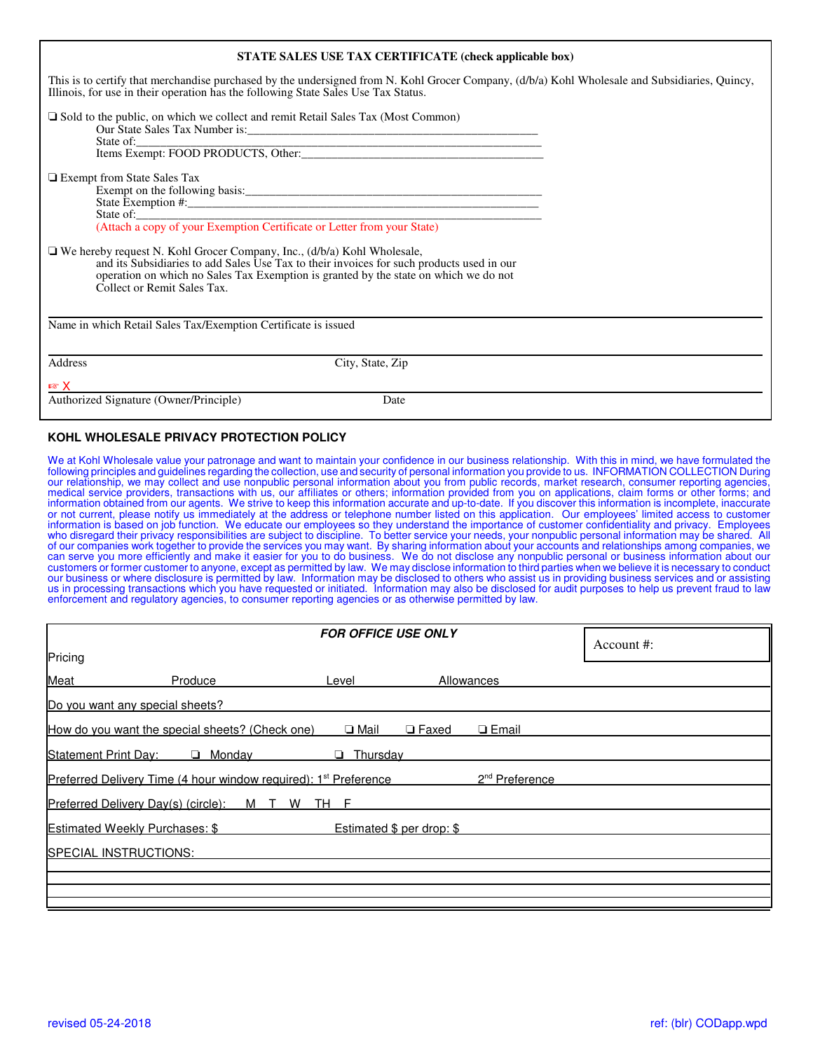**STATE SALES USE TAX CERTIFICATE (check applicable box)**

This is to certify that merchandise purchased by the undersigned from N. Kohl Grocer Company, (d/b/a) Kohl Wholesale and Subsidiaries, Quincy, Illinois, for use in their operation has the following State Sales Use Tax Status.

❑ Sold to the public, on which we collect and remit Retail Sales Tax (Most Common)
Our State Sales Tax Number is:_______________________________________________
State of:_______________________________________________________________
Items Exempt: FOOD PRODUCTS, Other:__________________________________________

❑ Exempt from State Sales Tax
Exempt on the following basis:_______________________________________________
State Exemption #:_______________________________________________________
State of:_______________________________________________________________
(Attach a copy of your Exemption Certificate or Letter from your State)

❑ We hereby request N. Kohl Grocer Company, Inc., (d/b/a) Kohl Wholesale, and its Subsidiaries to add Sales Use Tax to their invoices for such products used in our operation on which no Sales Tax Exemption is granted by the state on which we do not Collect or Remit Sales Tax.

_______________________________________________________________
Name in which Retail Sales Tax/Exemption Certificate is issued

_______________________________________________________________
Address City, State, Zip

☞ X_____________________________________________________________
Authorized Signature (Owner/Principle) Date

## KOHL WHOLESALE PRIVACY PROTECTION POLICY

We at Kohl Wholesale value your patronage and want to maintain your confidence in our business relationship. With this in mind, we have formulated the following principles and guidelines regarding the collection, use and security of personal information you provide to us. INFORMATION COLLECTION During our relationship, we may collect and use nonpublic personal information about you from public records, market research, consumer reporting agencies, medical service providers, transactions with us, our affiliates or others; information provided from you on applications, claim forms or other forms; and information obtained from our agents. We strive to keep this information accurate and up-to-date. If you discover this information is incomplete, inaccurate or not current, please notify us immediately at the address or telephone number listed on this application. Our employees' limited access to customer information is based on job function. We educate our employees so they understand the importance of customer confidentiality and privacy. Employees who disregard their privacy responsibilities are subject to discipline. To better service your needs, your nonpublic personal information may be shared. All of our companies work together to provide the services you may want. By sharing information about your accounts and relationships among companies, we can serve you more efficiently and make it easier for you to do business. We do not disclose any nonpublic personal or business information about our customers or former customer to anyone, except as permitted by law. We may disclose information to third parties when we believe it is necessary to conduct our business or where disclosure is permitted by law. Information may be disclosed to others who assist us in providing business services and or assisting us in processing transactions which you have requested or initiated. Information may also be disclosed for audit purposes to help us prevent fraud to law enforcement and regulatory agencies, to consumer reporting agencies or as otherwise permitted by law.

***FOR OFFICE USE ONLY***

Account #:

Pricing

Meat ________ Produce ________ Level ________ Allowances ________

Do you want any special sheets? ________

How do you want the special sheets? (Check one) ❑ Mail ❑ Faxed ❑ Email

Statement Print Day: ❑ Monday ❑ Thursday

Preferred Delivery Time (4 hour window required): 1st Preference ________ 2nd Preference ________

Preferred Delivery Day(s) (circle): M T W TH F

Estimated Weekly Purchases: $ ________ Estimated $ per drop: $ ________

SPECIAL INSTRUCTIONS: ________

revised 05-24-2018 ref: (blr) CODapp.wpd